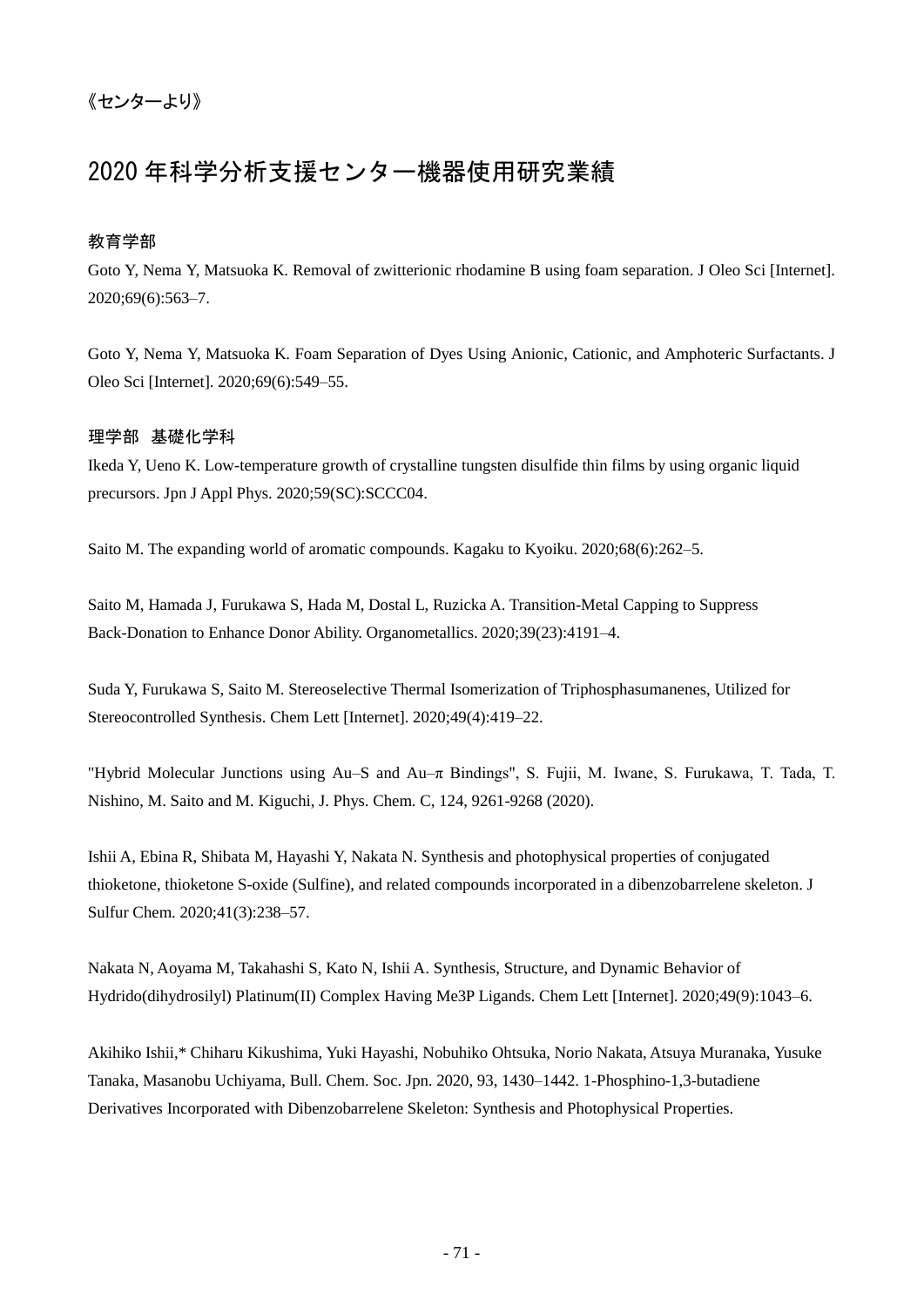《センターより》

# 2020 年科学分析支援センター機器使用研究業績

### 教育学部

Goto Y, Nema Y, Matsuoka K. Removal of zwitterionic rhodamine B using foam separation. J Oleo Sci [Internet]. 2020;69(6):563–7.

Goto Y, Nema Y, Matsuoka K. Foam Separation of Dyes Using Anionic, Cationic, and Amphoteric Surfactants. J Oleo Sci [Internet]. 2020;69(6):549–55.

### 理学部　基礎化学科

Ikeda Y, Ueno K. Low-temperature growth of crystalline tungsten disulfide thin films by using organic liquid precursors. Jpn J Appl Phys. 2020;59(SC):SCCC04.

Saito M. The expanding world of aromatic compounds. Kagaku to Kyoiku. 2020;68(6):262–5.

Saito M, Hamada J, Furukawa S, Hada M, Dostal L, Ruzicka A. Transition-Metal Capping to Suppress Back-Donation to Enhance Donor Ability. Organometallics. 2020;39(23):4191–4.

Suda Y, Furukawa S, Saito M. Stereoselective Thermal Isomerization of Triphosphasumanenes, Utilized for Stereocontrolled Synthesis. Chem Lett [Internet]. 2020;49(4):419–22.

"Hybrid Molecular Junctions using Au–S and Au–π Bindings", S. Fujii, M. Iwane, S. Furukawa, T. Tada, T. Nishino, M. Saito and M. Kiguchi, J. Phys. Chem. C, 124, 9261-9268 (2020).

Ishii A, Ebina R, Shibata M, Hayashi Y, Nakata N. Synthesis and photophysical properties of conjugated thioketone, thioketone S-oxide (Sulfine), and related compounds incorporated in a dibenzobarrelene skeleton. J Sulfur Chem. 2020;41(3):238–57.

Nakata N, Aoyama M, Takahashi S, Kato N, Ishii A. Synthesis, Structure, and Dynamic Behavior of Hydrido(dihydrosilyl) Platinum(II) Complex Having Me3P Ligands. Chem Lett [Internet]. 2020;49(9):1043–6.

Akihiko Ishii,* Chiharu Kikushima, Yuki Hayashi, Nobuhiko Ohtsuka, Norio Nakata, Atsuya Muranaka, Yusuke Tanaka, Masanobu Uchiyama, Bull. Chem. Soc. Jpn. 2020, 93, 1430–1442. 1-Phosphino-1,3-butadiene Derivatives Incorporated with Dibenzobarrelene Skeleton: Synthesis and Photophysical Properties.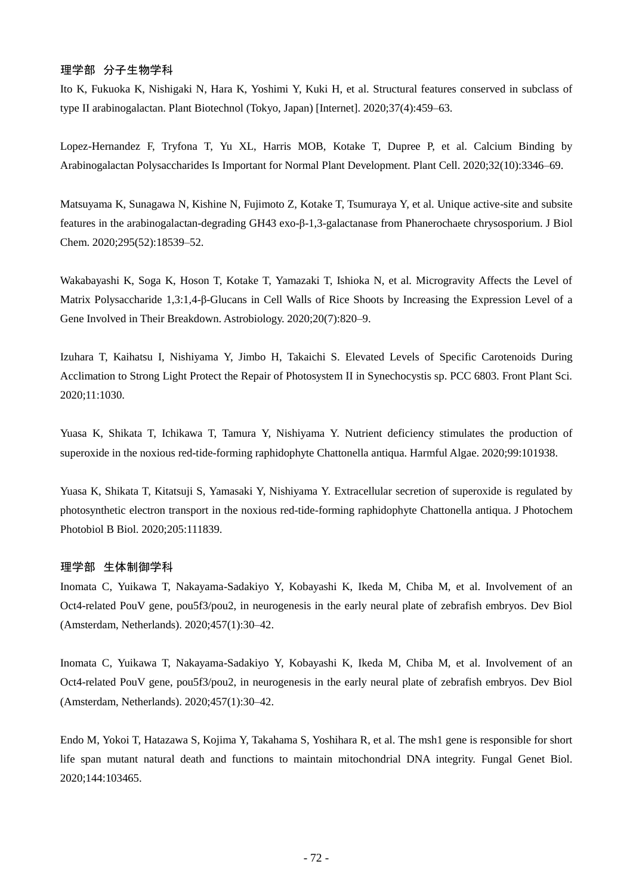### 理学部　分子生物学科

Ito K, Fukuoka K, Nishigaki N, Hara K, Yoshimi Y, Kuki H, et al. Structural features conserved in subclass of type II arabinogalactan. Plant Biotechnol (Tokyo, Japan) [Internet]. 2020;37(4):459–63.

Lopez-Hernandez F, Tryfona T, Yu XL, Harris MOB, Kotake T, Dupree P, et al. Calcium Binding by Arabinogalactan Polysaccharides Is Important for Normal Plant Development. Plant Cell. 2020;32(10):3346–69.

Matsuyama K, Sunagawa N, Kishine N, Fujimoto Z, Kotake T, Tsumuraya Y, et al. Unique active-site and subsite features in the arabinogalactan-degrading GH43 exo-β-1,3-galactanase from Phanerochaete chrysosporium. J Biol Chem. 2020;295(52):18539–52.

Wakabayashi K, Soga K, Hoson T, Kotake T, Yamazaki T, Ishioka N, et al. Microgravity Affects the Level of Matrix Polysaccharide 1,3:1,4-β-Glucans in Cell Walls of Rice Shoots by Increasing the Expression Level of a Gene Involved in Their Breakdown. Astrobiology. 2020;20(7):820–9.

Izuhara T, Kaihatsu I, Nishiyama Y, Jimbo H, Takaichi S. Elevated Levels of Specific Carotenoids During Acclimation to Strong Light Protect the Repair of Photosystem II in Synechocystis sp. PCC 6803. Front Plant Sci. 2020;11:1030.

Yuasa K, Shikata T, Ichikawa T, Tamura Y, Nishiyama Y. Nutrient deficiency stimulates the production of superoxide in the noxious red-tide-forming raphidophyte Chattonella antiqua. Harmful Algae. 2020;99:101938.

Yuasa K, Shikata T, Kitatsuji S, Yamasaki Y, Nishiyama Y. Extracellular secretion of superoxide is regulated by photosynthetic electron transport in the noxious red-tide-forming raphidophyte Chattonella antiqua. J Photochem Photobiol B Biol. 2020;205:111839.

### 理学部　生体制御学科

Inomata C, Yuikawa T, Nakayama-Sadakiyo Y, Kobayashi K, Ikeda M, Chiba M, et al. Involvement of an Oct4-related PouV gene, pou5f3/pou2, in neurogenesis in the early neural plate of zebrafish embryos. Dev Biol (Amsterdam, Netherlands). 2020;457(1):30–42.

Inomata C, Yuikawa T, Nakayama-Sadakiyo Y, Kobayashi K, Ikeda M, Chiba M, et al. Involvement of an Oct4-related PouV gene, pou5f3/pou2, in neurogenesis in the early neural plate of zebrafish embryos. Dev Biol (Amsterdam, Netherlands). 2020;457(1):30–42.

Endo M, Yokoi T, Hatazawa S, Kojima Y, Takahama S, Yoshihara R, et al. The msh1 gene is responsible for short life span mutant natural death and functions to maintain mitochondrial DNA integrity. Fungal Genet Biol. 2020;144:103465.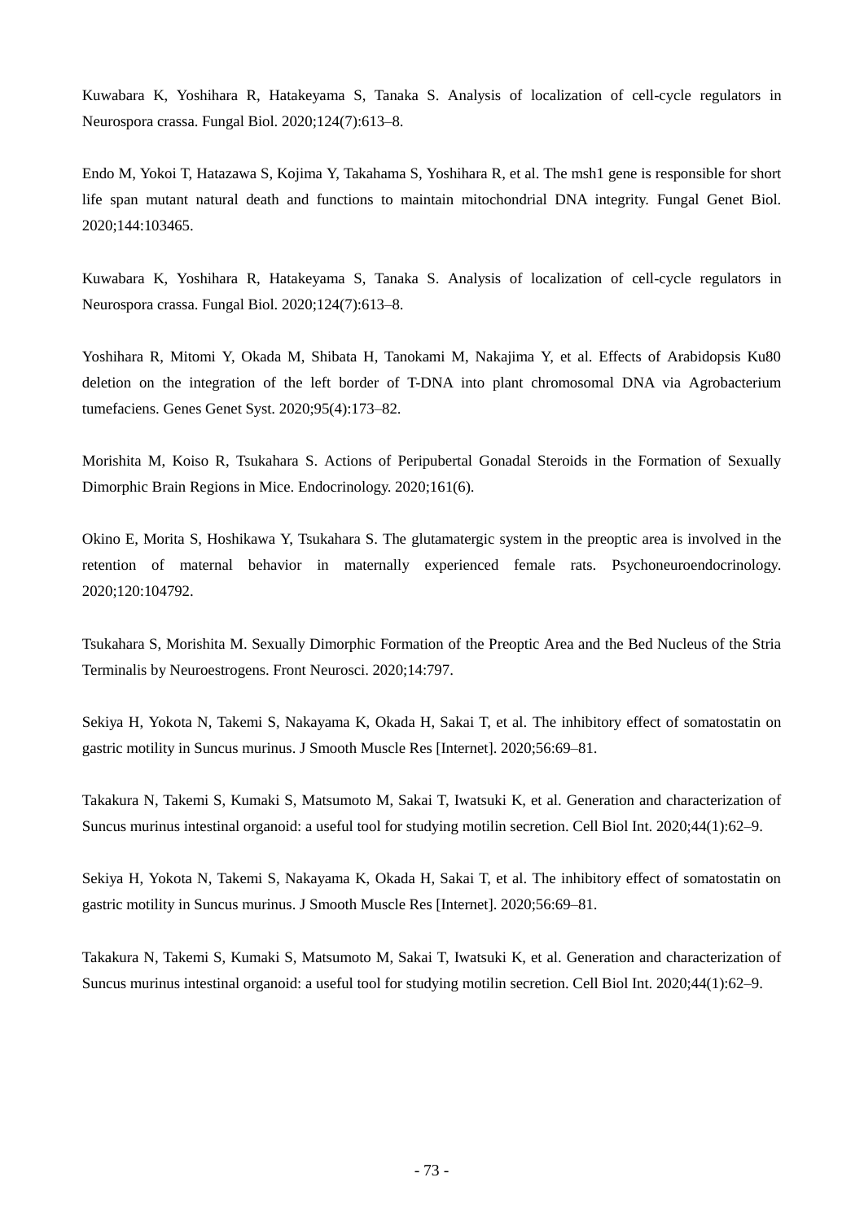Kuwabara K, Yoshihara R, Hatakeyama S, Tanaka S. Analysis of localization of cell-cycle regulators in Neurospora crassa. Fungal Biol. 2020;124(7):613–8.

Endo M, Yokoi T, Hatazawa S, Kojima Y, Takahama S, Yoshihara R, et al. The msh1 gene is responsible for short life span mutant natural death and functions to maintain mitochondrial DNA integrity. Fungal Genet Biol. 2020;144:103465.

Kuwabara K, Yoshihara R, Hatakeyama S, Tanaka S. Analysis of localization of cell-cycle regulators in Neurospora crassa. Fungal Biol. 2020;124(7):613–8.

Yoshihara R, Mitomi Y, Okada M, Shibata H, Tanokami M, Nakajima Y, et al. Effects of Arabidopsis Ku80 deletion on the integration of the left border of T-DNA into plant chromosomal DNA via Agrobacterium tumefaciens. Genes Genet Syst. 2020;95(4):173–82.

Morishita M, Koiso R, Tsukahara S. Actions of Peripubertal Gonadal Steroids in the Formation of Sexually Dimorphic Brain Regions in Mice. Endocrinology. 2020;161(6).

Okino E, Morita S, Hoshikawa Y, Tsukahara S. The glutamatergic system in the preoptic area is involved in the retention of maternal behavior in maternally experienced female rats. Psychoneuroendocrinology. 2020;120:104792.

Tsukahara S, Morishita M. Sexually Dimorphic Formation of the Preoptic Area and the Bed Nucleus of the Stria Terminalis by Neuroestrogens. Front Neurosci. 2020;14:797.

Sekiya H, Yokota N, Takemi S, Nakayama K, Okada H, Sakai T, et al. The inhibitory effect of somatostatin on gastric motility in Suncus murinus. J Smooth Muscle Res [Internet]. 2020;56:69–81.

Takakura N, Takemi S, Kumaki S, Matsumoto M, Sakai T, Iwatsuki K, et al. Generation and characterization of Suncus murinus intestinal organoid: a useful tool for studying motilin secretion. Cell Biol Int. 2020;44(1):62–9.

Sekiya H, Yokota N, Takemi S, Nakayama K, Okada H, Sakai T, et al. The inhibitory effect of somatostatin on gastric motility in Suncus murinus. J Smooth Muscle Res [Internet]. 2020;56:69–81.

Takakura N, Takemi S, Kumaki S, Matsumoto M, Sakai T, Iwatsuki K, et al. Generation and characterization of Suncus murinus intestinal organoid: a useful tool for studying motilin secretion. Cell Biol Int. 2020;44(1):62–9.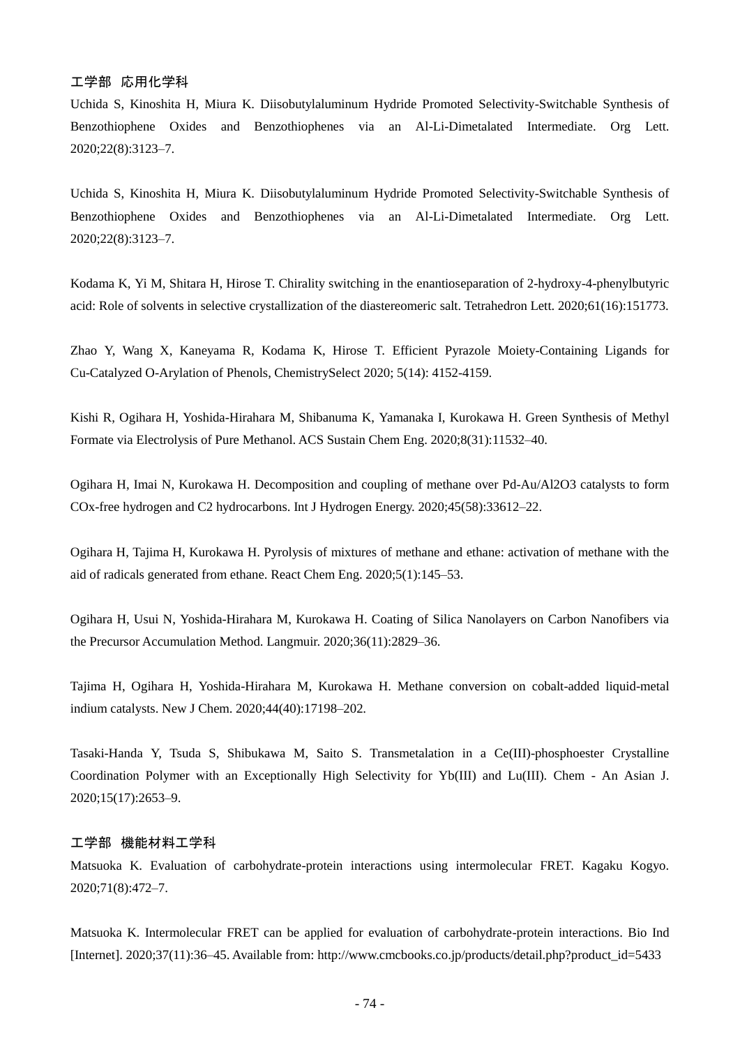### 工学部　応用化学科

Uchida S, Kinoshita H, Miura K. Diisobutylaluminum Hydride Promoted Selectivity-Switchable Synthesis of Benzothiophene Oxides and Benzothiophenes via an Al-Li-Dimetalated Intermediate. Org Lett. 2020;22(8):3123–7.

Uchida S, Kinoshita H, Miura K. Diisobutylaluminum Hydride Promoted Selectivity-Switchable Synthesis of Benzothiophene Oxides and Benzothiophenes via an Al-Li-Dimetalated Intermediate. Org Lett. 2020;22(8):3123–7.

Kodama K, Yi M, Shitara H, Hirose T. Chirality switching in the enantioseparation of 2-hydroxy-4-phenylbutyric acid: Role of solvents in selective crystallization of the diastereomeric salt. Tetrahedron Lett. 2020;61(16):151773.

Zhao Y, Wang X, Kaneyama R, Kodama K, Hirose T. Efficient Pyrazole Moiety-Containing Ligands for Cu-Catalyzed O-Arylation of Phenols, ChemistrySelect 2020; 5(14): 4152-4159.

Kishi R, Ogihara H, Yoshida-Hirahara M, Shibanuma K, Yamanaka I, Kurokawa H. Green Synthesis of Methyl Formate via Electrolysis of Pure Methanol. ACS Sustain Chem Eng. 2020;8(31):11532–40.

Ogihara H, Imai N, Kurokawa H. Decomposition and coupling of methane over Pd-Au/Al2O3 catalysts to form COx-free hydrogen and C2 hydrocarbons. Int J Hydrogen Energy. 2020;45(58):33612–22.

Ogihara H, Tajima H, Kurokawa H. Pyrolysis of mixtures of methane and ethane: activation of methane with the aid of radicals generated from ethane. React Chem Eng. 2020;5(1):145–53.

Ogihara H, Usui N, Yoshida-Hirahara M, Kurokawa H. Coating of Silica Nanolayers on Carbon Nanofibers via the Precursor Accumulation Method. Langmuir. 2020;36(11):2829–36.

Tajima H, Ogihara H, Yoshida-Hirahara M, Kurokawa H. Methane conversion on cobalt-added liquid-metal indium catalysts. New J Chem. 2020;44(40):17198–202.

Tasaki-Handa Y, Tsuda S, Shibukawa M, Saito S. Transmetalation in a Ce(III)-phosphoester Crystalline Coordination Polymer with an Exceptionally High Selectivity for Yb(III) and Lu(III). Chem - An Asian J. 2020;15(17):2653–9.

### 工学部　機能材料工学科

Matsuoka K. Evaluation of carbohydrate-protein interactions using intermolecular FRET. Kagaku Kogyo. 2020;71(8):472–7.

Matsuoka K. Intermolecular FRET can be applied for evaluation of carbohydrate-protein interactions. Bio Ind [Internet]. 2020;37(11):36–45. Available from: http://www.cmcbooks.co.jp/products/detail.php?product_id=5433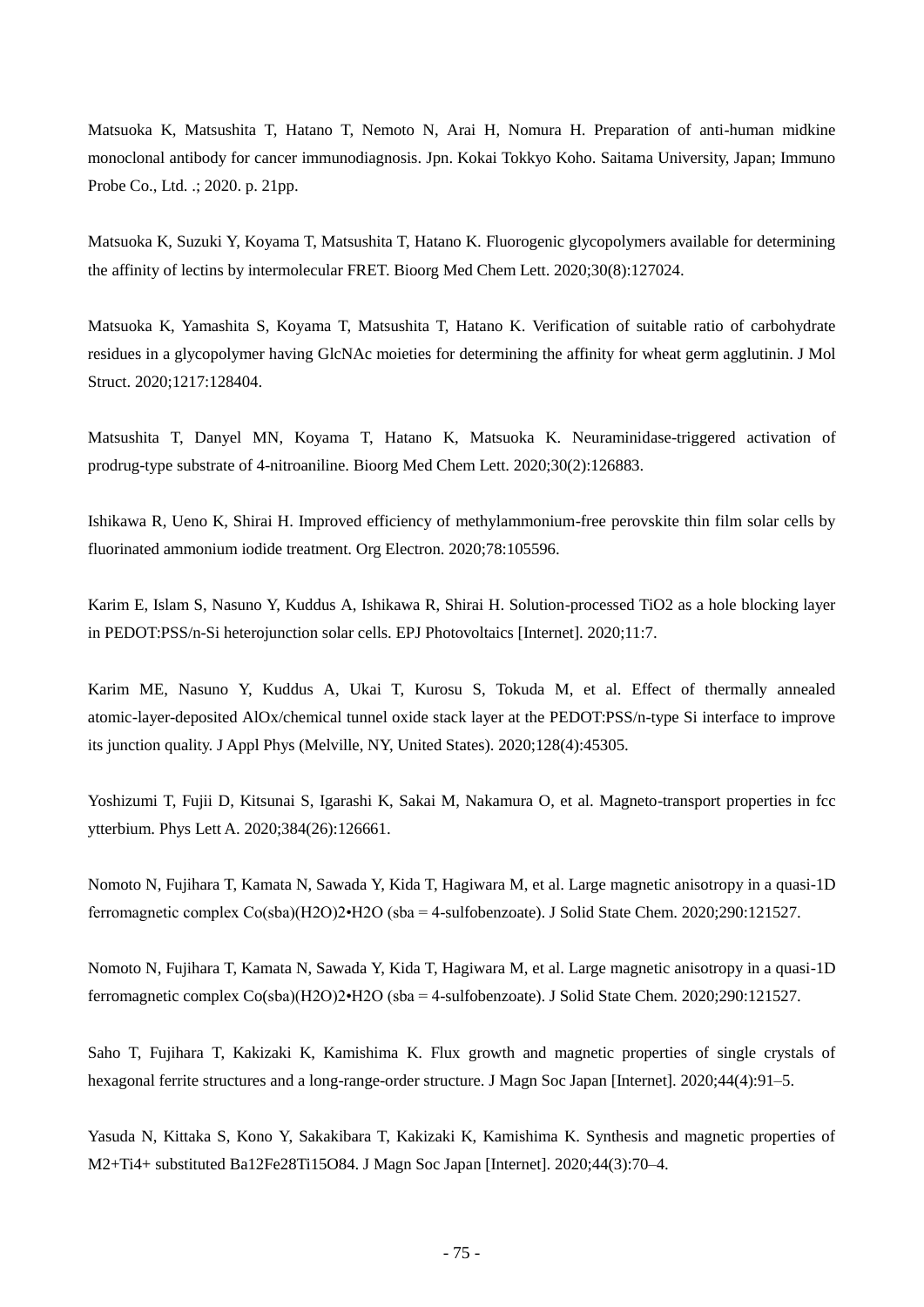Matsuoka K, Matsushita T, Hatano T, Nemoto N, Arai H, Nomura H. Preparation of anti-human midkine monoclonal antibody for cancer immunodiagnosis. Jpn. Kokai Tokkyo Koho. Saitama University, Japan; Immuno Probe Co., Ltd. .; 2020. p. 21pp.

Matsuoka K, Suzuki Y, Koyama T, Matsushita T, Hatano K. Fluorogenic glycopolymers available for determining the affinity of lectins by intermolecular FRET. Bioorg Med Chem Lett. 2020;30(8):127024.

Matsuoka K, Yamashita S, Koyama T, Matsushita T, Hatano K. Verification of suitable ratio of carbohydrate residues in a glycopolymer having GlcNAc moieties for determining the affinity for wheat germ agglutinin. J Mol Struct. 2020;1217:128404.

Matsushita T, Danyel MN, Koyama T, Hatano K, Matsuoka K. Neuraminidase-triggered activation of prodrug-type substrate of 4-nitroaniline. Bioorg Med Chem Lett. 2020;30(2):126883.

Ishikawa R, Ueno K, Shirai H. Improved efficiency of methylammonium-free perovskite thin film solar cells by fluorinated ammonium iodide treatment. Org Electron. 2020;78:105596.

Karim E, Islam S, Nasuno Y, Kuddus A, Ishikawa R, Shirai H. Solution-processed $TiO_2$ as a hole blocking layer in PEDOT:PSS/n-Si heterojunction solar cells. EPJ Photovoltaics [Internet]. 2020;11:7.

Karim ME, Nasuno Y, Kuddus A, Ukai T, Kurosu S, Tokuda M, et al. Effect of thermally annealed atomic-layer-deposited $AlO_x$/chemical tunnel oxide stack layer at the PEDOT:PSS/n-type Si interface to improve its junction quality. J Appl Phys (Melville, NY, United States). 2020;128(4):45305.

Yoshizumi T, Fujii D, Kitsunai S, Igarashi K, Sakai M, Nakamura O, et al. Magneto-transport properties in fcc ytterbium. Phys Lett A. 2020;384(26):126661.

Nomoto N, Fujihara T, Kamata N, Sawada Y, Kida T, Hagiwara M, et al. Large magnetic anisotropy in a quasi-1D ferromagnetic complex $Co(sba)(H_2O)_2 \cdot H_2O$ (sba = 4-sulfobenzoate). J Solid State Chem. 2020;290:121527.

Nomoto N, Fujihara T, Kamata N, Sawada Y, Kida T, Hagiwara M, et al. Large magnetic anisotropy in a quasi-1D ferromagnetic complex $Co(sba)(H_2O)_2 \cdot H_2O$ (sba = 4-sulfobenzoate). J Solid State Chem. 2020;290:121527.

Saho T, Fujihara T, Kakizaki K, Kamishima K. Flux growth and magnetic properties of single crystals of hexagonal ferrite structures and a long-range-order structure. J Magn Soc Japan [Internet]. 2020;44(4):91–5.

Yasuda N, Kittaka S, Kono Y, Sakakibara T, Kakizaki K, Kamishima K. Synthesis and magnetic properties of $M^{2+}Ti^{4+}$ substituted $Ba_{12}Fe_{28}Ti_{15}O_{84}$. J Magn Soc Japan [Internet]. 2020;44(3):70–4.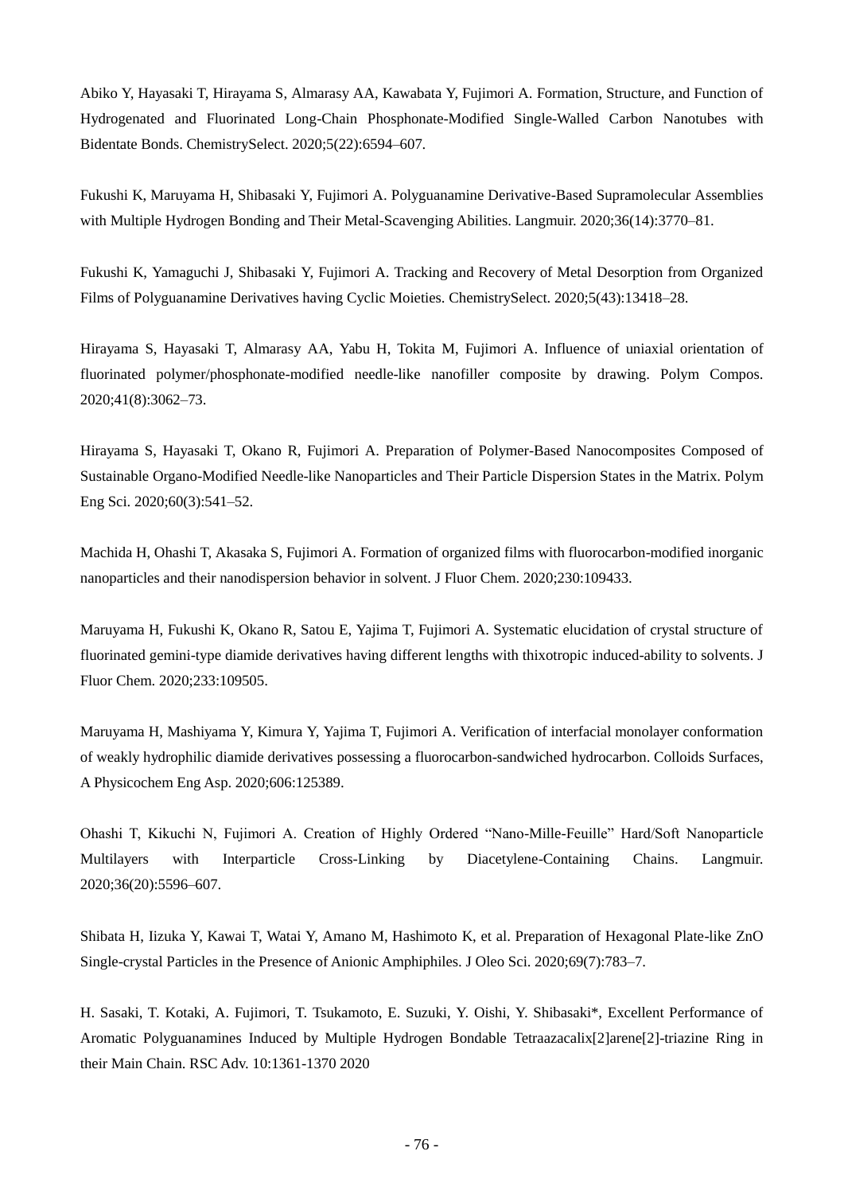Abiko Y, Hayasaki T, Hirayama S, Almarasy AA, Kawabata Y, Fujimori A. Formation, Structure, and Function of Hydrogenated and Fluorinated Long-Chain Phosphonate-Modified Single-Walled Carbon Nanotubes with Bidentate Bonds. ChemistrySelect. 2020;5(22):6594–607.

Fukushi K, Maruyama H, Shibasaki Y, Fujimori A. Polyguanamine Derivative-Based Supramolecular Assemblies with Multiple Hydrogen Bonding and Their Metal-Scavenging Abilities. Langmuir. 2020;36(14):3770–81.

Fukushi K, Yamaguchi J, Shibasaki Y, Fujimori A. Tracking and Recovery of Metal Desorption from Organized Films of Polyguanamine Derivatives having Cyclic Moieties. ChemistrySelect. 2020;5(43):13418–28.

Hirayama S, Hayasaki T, Almarasy AA, Yabu H, Tokita M, Fujimori A. Influence of uniaxial orientation of fluorinated polymer/phosphonate-modified needle-like nanofiller composite by drawing. Polym Compos. 2020;41(8):3062–73.

Hirayama S, Hayasaki T, Okano R, Fujimori A. Preparation of Polymer-Based Nanocomposites Composed of Sustainable Organo-Modified Needle-like Nanoparticles and Their Particle Dispersion States in the Matrix. Polym Eng Sci. 2020;60(3):541–52.

Machida H, Ohashi T, Akasaka S, Fujimori A. Formation of organized films with fluorocarbon-modified inorganic nanoparticles and their nanodispersion behavior in solvent. J Fluor Chem. 2020;230:109433.

Maruyama H, Fukushi K, Okano R, Satou E, Yajima T, Fujimori A. Systematic elucidation of crystal structure of fluorinated gemini-type diamide derivatives having different lengths with thixotropic induced-ability to solvents. J Fluor Chem. 2020;233:109505.

Maruyama H, Mashiyama Y, Kimura Y, Yajima T, Fujimori A. Verification of interfacial monolayer conformation of weakly hydrophilic diamide derivatives possessing a fluorocarbon-sandwiched hydrocarbon. Colloids Surfaces, A Physicochem Eng Asp. 2020;606:125389.

Ohashi T, Kikuchi N, Fujimori A. Creation of Highly Ordered "Nano-Mille-Feuille" Hard/Soft Nanoparticle Multilayers with Interparticle Cross-Linking by Diacetylene-Containing Chains. Langmuir. 2020;36(20):5596–607.

Shibata H, Iizuka Y, Kawai T, Watai Y, Amano M, Hashimoto K, et al. Preparation of Hexagonal Plate-like ZnO Single-crystal Particles in the Presence of Anionic Amphiphiles. J Oleo Sci. 2020;69(7):783–7.

H. Sasaki, T. Kotaki, A. Fujimori, T. Tsukamoto, E. Suzuki, Y. Oishi, Y. Shibasaki*, Excellent Performance of Aromatic Polyguanamines Induced by Multiple Hydrogen Bondable Tetraazacalix[2]arene[2]-triazine Ring in their Main Chain. RSC Adv. 10:1361-1370 2020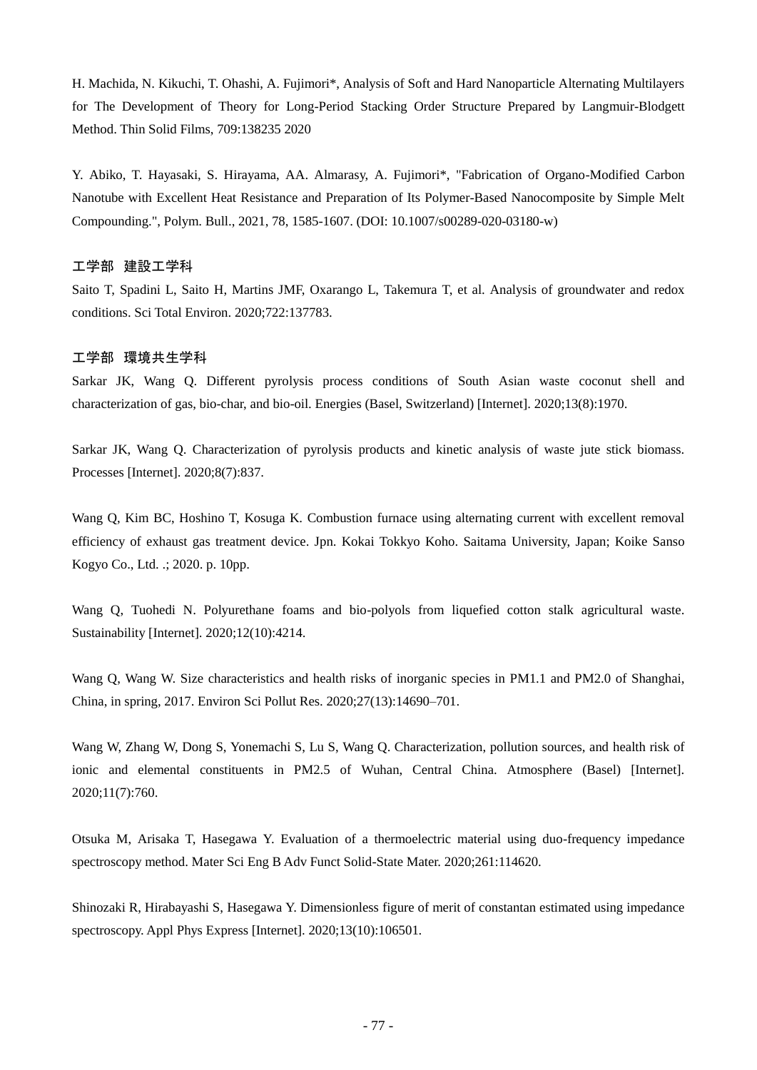H. Machida, N. Kikuchi, T. Ohashi, A. Fujimori*, Analysis of Soft and Hard Nanoparticle Alternating Multilayers for The Development of Theory for Long-Period Stacking Order Structure Prepared by Langmuir-Blodgett Method. Thin Solid Films, 709:138235 2020

Y. Abiko, T. Hayasaki, S. Hirayama, AA. Almarasy, A. Fujimori*, "Fabrication of Organo-Modified Carbon Nanotube with Excellent Heat Resistance and Preparation of Its Polymer-Based Nanocomposite by Simple Melt Compounding.", Polym. Bull., 2021, 78, 1585-1607. (DOI: 10.1007/s00289-020-03180-w)

### 工学部　建設工学科

Saito T, Spadini L, Saito H, Martins JMF, Oxarango L, Takemura T, et al. Analysis of groundwater and redox conditions. Sci Total Environ. 2020;722:137783.

### 工学部　環境共生学科

Sarkar JK, Wang Q. Different pyrolysis process conditions of South Asian waste coconut shell and characterization of gas, bio-char, and bio-oil. Energies (Basel, Switzerland) [Internet]. 2020;13(8):1970.

Sarkar JK, Wang Q. Characterization of pyrolysis products and kinetic analysis of waste jute stick biomass. Processes [Internet]. 2020;8(7):837.

Wang Q, Kim BC, Hoshino T, Kosuga K. Combustion furnace using alternating current with excellent removal efficiency of exhaust gas treatment device. Jpn. Kokai Tokkyo Koho. Saitama University, Japan; Koike Sanso Kogyo Co., Ltd. .; 2020. p. 10pp.

Wang Q, Tuohedi N. Polyurethane foams and bio-polyols from liquefied cotton stalk agricultural waste. Sustainability [Internet]. 2020;12(10):4214.

Wang Q, Wang W. Size characteristics and health risks of inorganic species in PM1.1 and PM2.0 of Shanghai, China, in spring, 2017. Environ Sci Pollut Res. 2020;27(13):14690–701.

Wang W, Zhang W, Dong S, Yonemachi S, Lu S, Wang Q. Characterization, pollution sources, and health risk of ionic and elemental constituents in PM2.5 of Wuhan, Central China. Atmosphere (Basel) [Internet]. 2020;11(7):760.

Otsuka M, Arisaka T, Hasegawa Y. Evaluation of a thermoelectric material using duo-frequency impedance spectroscopy method. Mater Sci Eng B Adv Funct Solid-State Mater. 2020;261:114620.

Shinozaki R, Hirabayashi S, Hasegawa Y. Dimensionless figure of merit of constantan estimated using impedance spectroscopy. Appl Phys Express [Internet]. 2020;13(10):106501.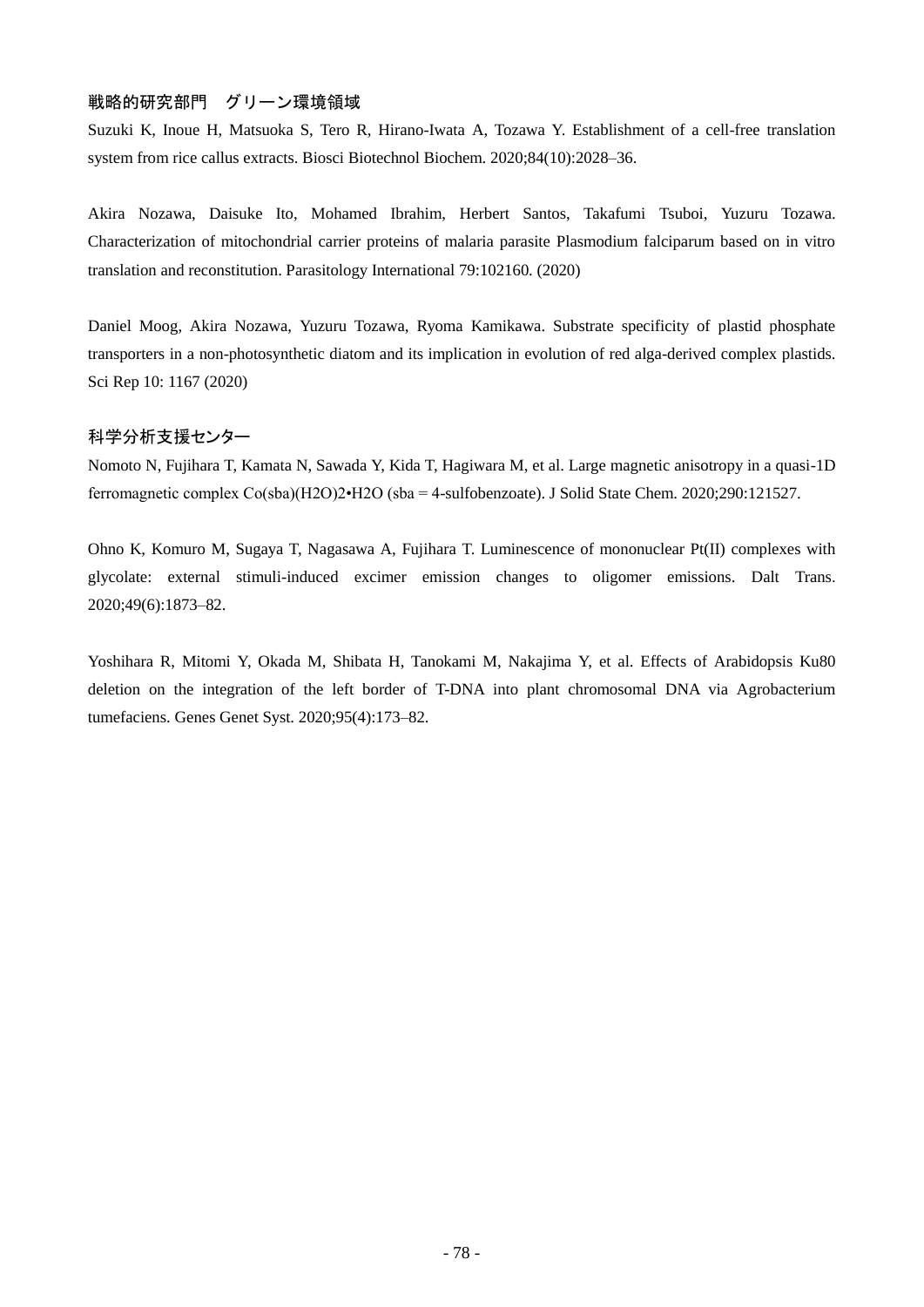### 戦略的研究部門　グリーン環境領域

Suzuki K, Inoue H, Matsuoka S, Tero R, Hirano-Iwata A, Tozawa Y. Establishment of a cell-free translation system from rice callus extracts. Biosci Biotechnol Biochem. 2020;84(10):2028–36.

Akira Nozawa, Daisuke Ito, Mohamed Ibrahim, Herbert Santos, Takafumi Tsuboi, Yuzuru Tozawa. Characterization of mitochondrial carrier proteins of malaria parasite Plasmodium falciparum based on in vitro translation and reconstitution. Parasitology International 79:102160. (2020)

Daniel Moog, Akira Nozawa, Yuzuru Tozawa, Ryoma Kamikawa. Substrate specificity of plastid phosphate transporters in a non-photosynthetic diatom and its implication in evolution of red alga-derived complex plastids. Sci Rep 10: 1167 (2020)

### 科学分析支援センター

Nomoto N, Fujihara T, Kamata N, Sawada Y, Kida T, Hagiwara M, et al. Large magnetic anisotropy in a quasi-1D ferromagnetic complex Co(sba)(H2O)2•H2O (sba = 4-sulfobenzoate). J Solid State Chem. 2020;290:121527.

Ohno K, Komuro M, Sugaya T, Nagasawa A, Fujihara T. Luminescence of mononuclear Pt(II) complexes with glycolate: external stimuli-induced excimer emission changes to oligomer emissions. Dalt Trans. 2020;49(6):1873–82.

Yoshihara R, Mitomi Y, Okada M, Shibata H, Tanokami M, Nakajima Y, et al. Effects of Arabidopsis Ku80 deletion on the integration of the left border of T-DNA into plant chromosomal DNA via Agrobacterium tumefaciens. Genes Genet Syst. 2020;95(4):173–82.